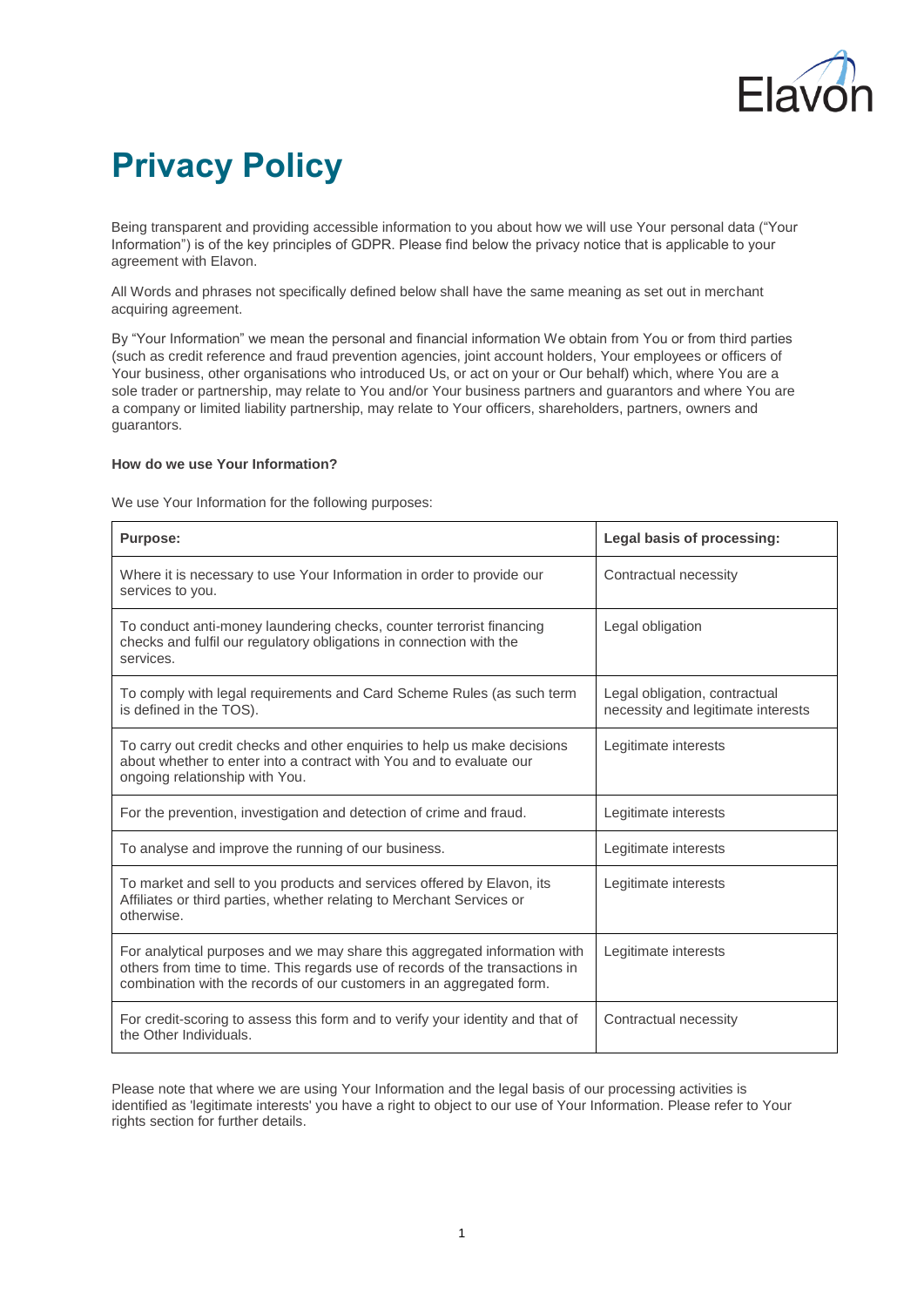# Privacy Policy

Being transparent and providing accessible information to you about how we will use Your personal data ("Your Information") is of the key principles of GDPR. Please find below the privacy notice that is applicable to your agreement with Elavon.

All Words and phrases not specifically defined below shall have the same meaning as set out in merchant acquiring agreement.

By "Your Information" we mean the personal and financial information We obtain from You or from third parties (such as credit reference and fraud prevention agencies, joint account holders, Your employees or officers of Your business, other organisations who introduced Us, or act on your or Our behalf) which, where You are a sole trader or partnership, may relate to You and/or Your business partners and guarantors and where You are a company or limited liability partnership, may relate to Your officers, shareholders, partners, owners and guarantors.

**How do we use Your Information?**

We use Your Information for the following purposes:

| Purpose: | Legal basis of processing: |
|---|---|
| Where it is necessary to use Your Information in order to provide our services to you. | Contractual necessity |
| To conduct anti-money laundering checks, counter terrorist financing checks and fulfil our regulatory obligations in connection with the services. | Legal obligation |
| To comply with legal requirements and Card Scheme Rules (as such term is defined in the TOS). | Legal obligation, contractual necessity and legitimate interests |
| To carry out credit checks and other enquiries to help us make decisions about whether to enter into a contract with You and to evaluate our ongoing relationship with You. | Legitimate interests |
| For the prevention, investigation and detection of crime and fraud. | Legitimate interests |
| To analyse and improve the running of our business. | Legitimate interests |
| To market and sell to you products and services offered by Elavon, its Affiliates or third parties, whether relating to Merchant Services or otherwise. | Legitimate interests |
| For analytical purposes and we may share this aggregated information with others from time to time. This regards use of records of the transactions in combination with the records of our customers in an aggregated form. | Legitimate interests |
| For credit-scoring to assess this form and to verify your identity and that of the Other Individuals. | Contractual necessity |

Please note that where we are using Your Information and the legal basis of our processing activities is identified as 'legitimate interests' you have a right to object to our use of Your Information. Please refer to Your rights section for further details.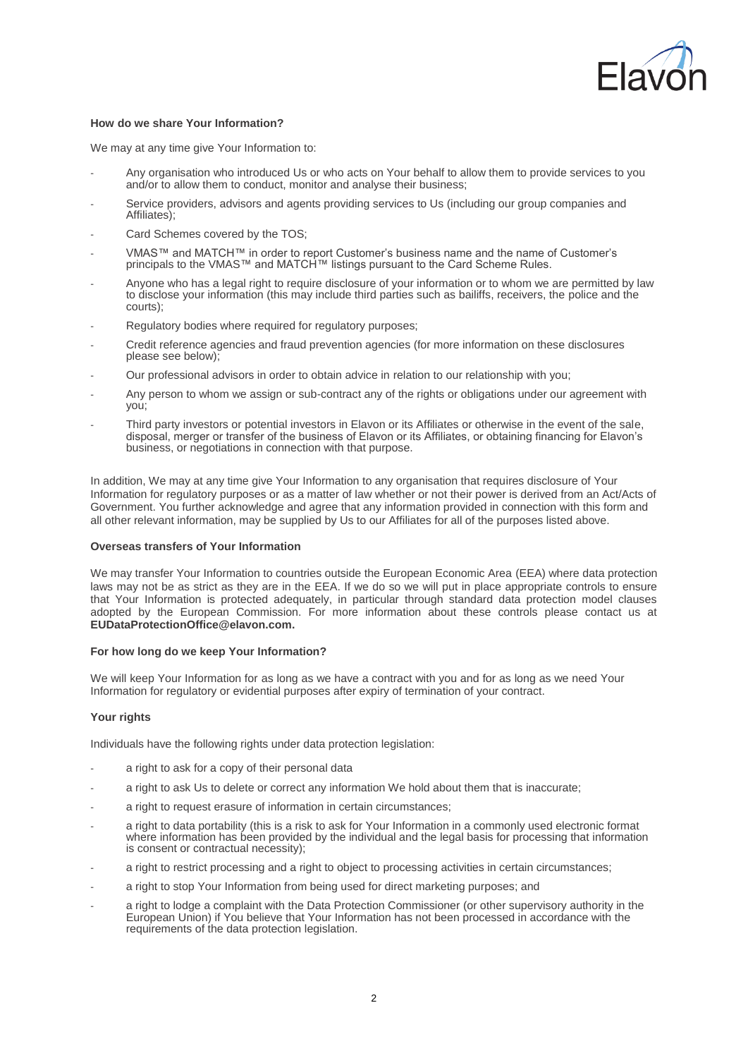**How do we share Your Information?**

We may at any time give Your Information to:

- Any organisation who introduced Us or who acts on Your behalf to allow them to provide services to you and/or to allow them to conduct, monitor and analyse their business;
- Service providers, advisors and agents providing services to Us (including our group companies and Affiliates);
- Card Schemes covered by the TOS;
- VMAS™ and MATCH™ in order to report Customer's business name and the name of Customer's principals to the VMAS™ and MATCH™ listings pursuant to the Card Scheme Rules.
- Anyone who has a legal right to require disclosure of your information or to whom we are permitted by law to disclose your information (this may include third parties such as bailiffs, receivers, the police and the courts);
- Regulatory bodies where required for regulatory purposes;
- Credit reference agencies and fraud prevention agencies (for more information on these disclosures please see below);
- Our professional advisors in order to obtain advice in relation to our relationship with you;
- Any person to whom we assign or sub-contract any of the rights or obligations under our agreement with you;
- Third party investors or potential investors in Elavon or its Affiliates or otherwise in the event of the sale, disposal, merger or transfer of the business of Elavon or its Affiliates, or obtaining financing for Elavon's business, or negotiations in connection with that purpose.

In addition, We may at any time give Your Information to any organisation that requires disclosure of Your Information for regulatory purposes or as a matter of law whether or not their power is derived from an Act/Acts of Government. You further acknowledge and agree that any information provided in connection with this form and all other relevant information, may be supplied by Us to our Affiliates for all of the purposes listed above.

**Overseas transfers of Your Information**

We may transfer Your Information to countries outside the European Economic Area (EEA) where data protection laws may not be as strict as they are in the EEA. If we do so we will put in place appropriate controls to ensure that Your Information is protected adequately, in particular through standard data protection model clauses adopted by the European Commission. For more information about these controls please contact us at **EUDataProtectionOffice@elavon.com.**

**For how long do we keep Your Information?**

We will keep Your Information for as long as we have a contract with you and for as long as we need Your Information for regulatory or evidential purposes after expiry of termination of your contract.

**Your rights**

Individuals have the following rights under data protection legislation:

- a right to ask for a copy of their personal data
- a right to ask Us to delete or correct any information We hold about them that is inaccurate;
- a right to request erasure of information in certain circumstances;
- a right to data portability (this is a risk to ask for Your Information in a commonly used electronic format where information has been provided by the individual and the legal basis for processing that information is consent or contractual necessity);
- a right to restrict processing and a right to object to processing activities in certain circumstances;
- a right to stop Your Information from being used for direct marketing purposes; and
- a right to lodge a complaint with the Data Protection Commissioner (or other supervisory authority in the European Union) if You believe that Your Information has not been processed in accordance with the requirements of the data protection legislation.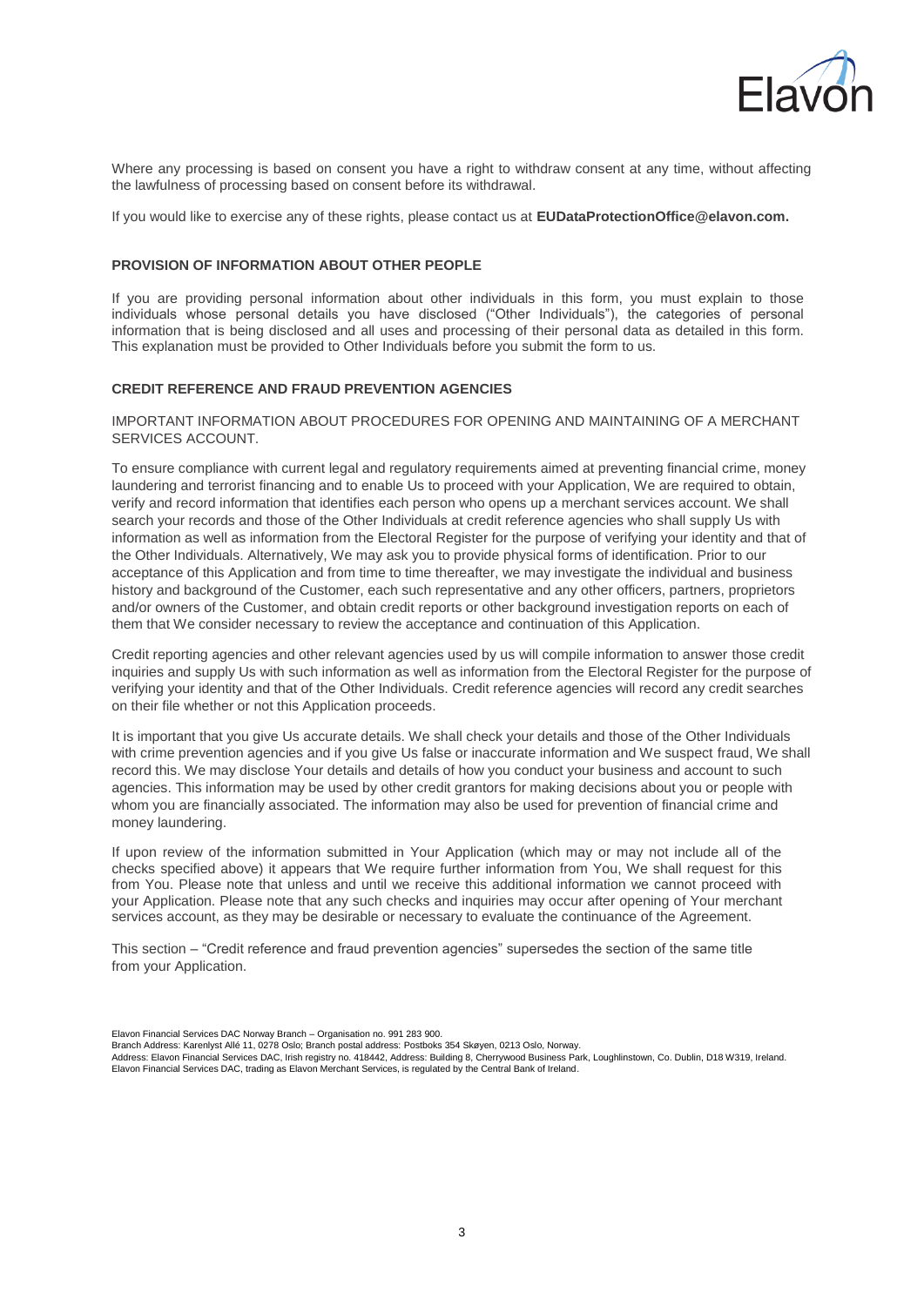Where any processing is based on consent you have a right to withdraw consent at any time, without affecting the lawfulness of processing based on consent before its withdrawal.

If you would like to exercise any of these rights, please contact us at **EUDataProtectionOffice@elavon.com.**

## PROVISION OF INFORMATION ABOUT OTHER PEOPLE

If you are providing personal information about other individuals in this form, you must explain to those individuals whose personal details you have disclosed ("Other Individuals"), the categories of personal information that is being disclosed and all uses and processing of their personal data as detailed in this form. This explanation must be provided to Other Individuals before you submit the form to us.

## CREDIT REFERENCE AND FRAUD PREVENTION AGENCIES

IMPORTANT INFORMATION ABOUT PROCEDURES FOR OPENING AND MAINTAINING OF A MERCHANT SERVICES ACCOUNT.

To ensure compliance with current legal and regulatory requirements aimed at preventing financial crime, money laundering and terrorist financing and to enable Us to proceed with your Application, We are required to obtain, verify and record information that identifies each person who opens up a merchant services account. We shall search your records and those of the Other Individuals at credit reference agencies who shall supply Us with information as well as information from the Electoral Register for the purpose of verifying your identity and that of the Other Individuals. Alternatively, We may ask you to provide physical forms of identification. Prior to our acceptance of this Application and from time to time thereafter, we may investigate the individual and business history and background of the Customer, each such representative and any other officers, partners, proprietors and/or owners of the Customer, and obtain credit reports or other background investigation reports on each of them that We consider necessary to review the acceptance and continuation of this Application.

Credit reporting agencies and other relevant agencies used by us will compile information to answer those credit inquiries and supply Us with such information as well as information from the Electoral Register for the purpose of verifying your identity and that of the Other Individuals. Credit reference agencies will record any credit searches on their file whether or not this Application proceeds.

It is important that you give Us accurate details. We shall check your details and those of the Other Individuals with crime prevention agencies and if you give Us false or inaccurate information and We suspect fraud, We shall record this. We may disclose Your details and details of how you conduct your business and account to such agencies. This information may be used by other credit grantors for making decisions about you or people with whom you are financially associated. The information may also be used for prevention of financial crime and money laundering.

If upon review of the information submitted in Your Application (which may or may not include all of the checks specified above) it appears that We require further information from You, We shall request for this from You. Please note that unless and until we receive this additional information we cannot proceed with your Application. Please note that any such checks and inquiries may occur after opening of Your merchant services account, as they may be desirable or necessary to evaluate the continuance of the Agreement.

This section – "Credit reference and fraud prevention agencies" supersedes the section of the same title from your Application.

Elavon Financial Services DAC Norway Branch – Organisation no. 991 283 900.
Branch Address: Karenlyst Allé 11, 0278 Oslo; Branch postal address: Postboks 354 Skøyen, 0213 Oslo, Norway.
Address: Elavon Financial Services DAC, Irish registry no. 418442, Address: Building 8, Cherrywood Business Park, Loughlinstown, Co. Dublin, D18 W319, Ireland.
Elavon Financial Services DAC, trading as Elavon Merchant Services, is regulated by the Central Bank of Ireland.